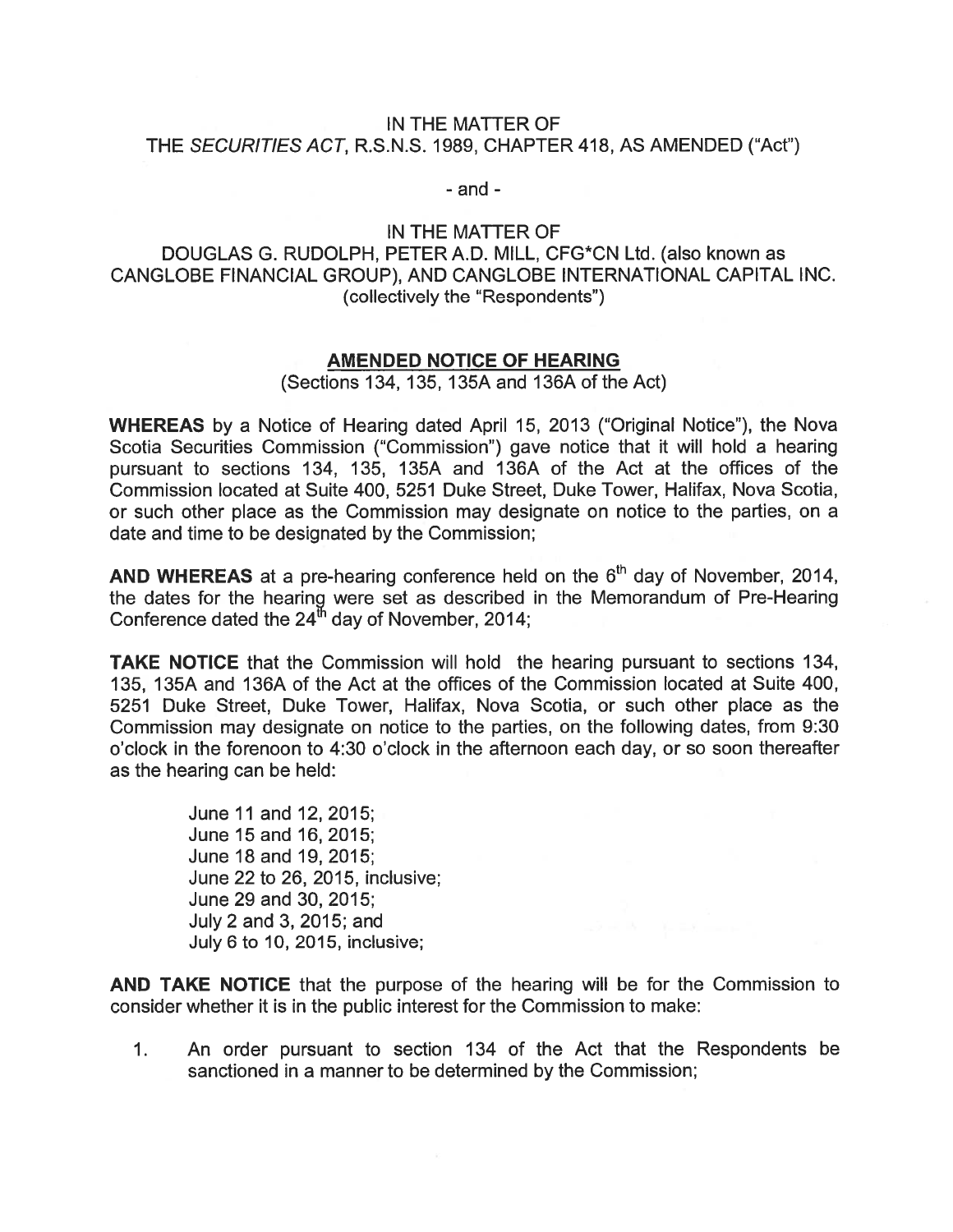IN THE MATTER OF
THE *SECURITIES ACT*, R.S.N.S. 1989, CHAPTER 418, AS AMENDED ("Act")

- and -

IN THE MATTER OF
DOUGLAS G. RUDOLPH, PETER A.D. MILL, CFG*CN Ltd. (also known as CANGLOBE FINANCIAL GROUP), AND CANGLOBE INTERNATIONAL CAPITAL INC. (collectively the "Respondents")

## AMENDED NOTICE OF HEARING

(Sections 134, 135, 135A and 136A of the Act)

**WHEREAS** by a Notice of Hearing dated April 15, 2013 ("Original Notice"), the Nova Scotia Securities Commission ("Commission") gave notice that it will hold a hearing pursuant to sections 134, 135, 135A and 136A of the Act at the offices of the Commission located at Suite 400, 5251 Duke Street, Duke Tower, Halifax, Nova Scotia, or such other place as the Commission may designate on notice to the parties, on a date and time to be designated by the Commission;

**AND WHEREAS** at a pre-hearing conference held on the 6th day of November, 2014, the dates for the hearing were set as described in the Memorandum of Pre-Hearing Conference dated the 24th day of November, 2014;

**TAKE NOTICE** that the Commission will hold the hearing pursuant to sections 134, 135, 135A and 136A of the Act at the offices of the Commission located at Suite 400, 5251 Duke Street, Duke Tower, Halifax, Nova Scotia, or such other place as the Commission may designate on notice to the parties, on the following dates, from 9:30 o'clock in the forenoon to 4:30 o'clock in the afternoon each day, or so soon thereafter as the hearing can be held:

June 11 and 12, 2015;
June 15 and 16, 2015;
June 18 and 19, 2015;
June 22 to 26, 2015, inclusive;
June 29 and 30, 2015;
July 2 and 3, 2015; and
July 6 to 10, 2015, inclusive;

**AND TAKE NOTICE** that the purpose of the hearing will be for the Commission to consider whether it is in the public interest for the Commission to make:

1. An order pursuant to section 134 of the Act that the Respondents be sanctioned in a manner to be determined by the Commission;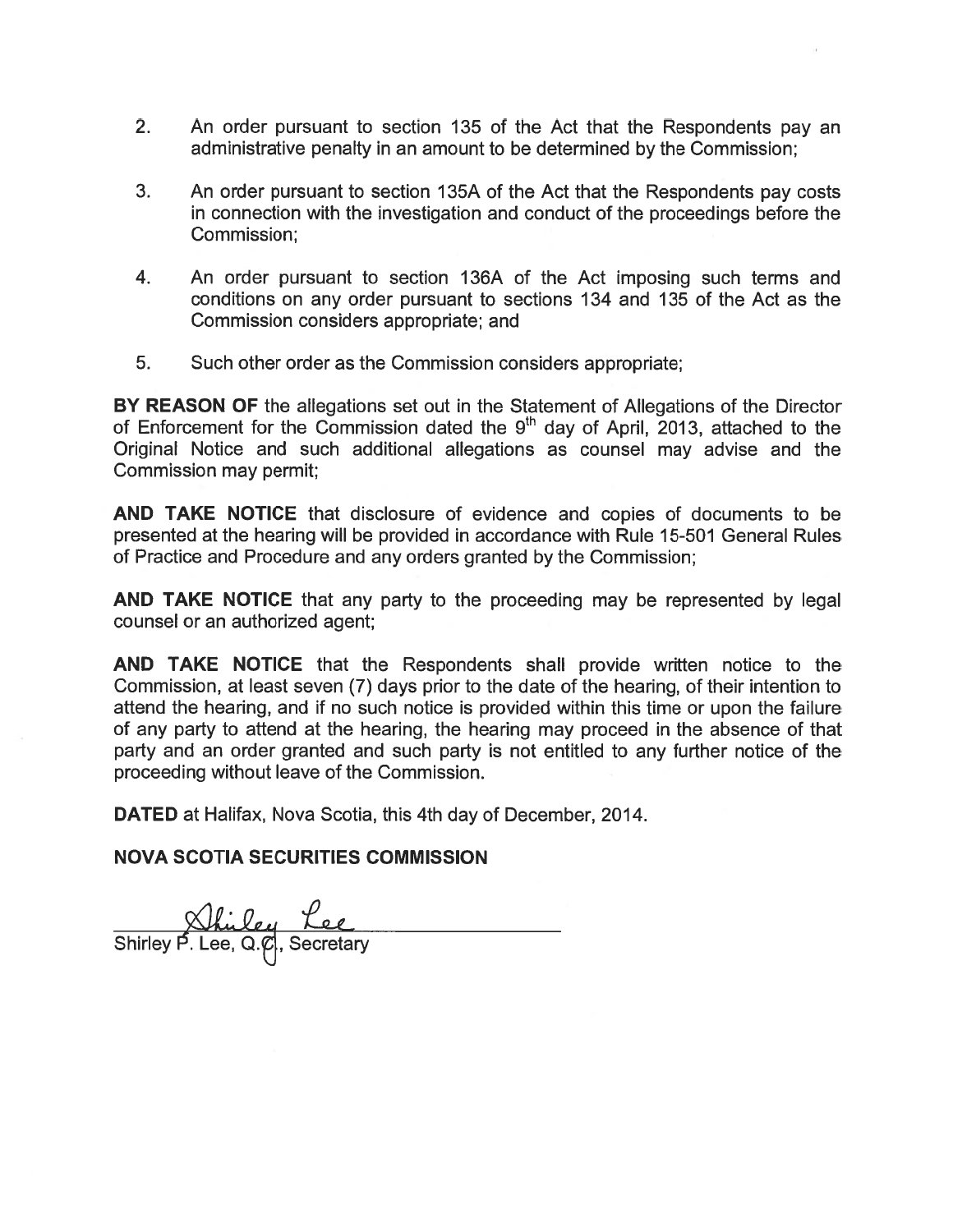2. An order pursuant to section 135 of the Act that the Respondents pay an administrative penalty in an amount to be determined by the Commission;

3. An order pursuant to section 135A of the Act that the Respondents pay costs in connection with the investigation and conduct of the proceedings before the Commission;

4. An order pursuant to section 136A of the Act imposing such terms and conditions on any order pursuant to sections 134 and 135 of the Act as the Commission considers appropriate; and

5. Such other order as the Commission considers appropriate;

**BY REASON OF** the allegations set out in the Statement of Allegations of the Director of Enforcement for the Commission dated the 9th day of April, 2013, attached to the Original Notice and such additional allegations as counsel may advise and the Commission may permit;

**AND TAKE NOTICE** that disclosure of evidence and copies of documents to be presented at the hearing will be provided in accordance with Rule 15-501 General Rules of Practice and Procedure and any orders granted by the Commission;

**AND TAKE NOTICE** that any party to the proceeding may be represented by legal counsel or an authorized agent;

**AND TAKE NOTICE** that the Respondents shall provide written notice to the Commission, at least seven (7) days prior to the date of the hearing, of their intention to attend the hearing, and if no such notice is provided within this time or upon the failure of any party to attend at the hearing, the hearing may proceed in the absence of that party and an order granted and such party is not entitled to any further notice of the proceeding without leave of the Commission.

**DATED** at Halifax, Nova Scotia, this 4th day of December, 2014.

**NOVA SCOTIA SECURITIES COMMISSION**

Shirley Lee

Shirley P. Lee, Q.C., Secretary